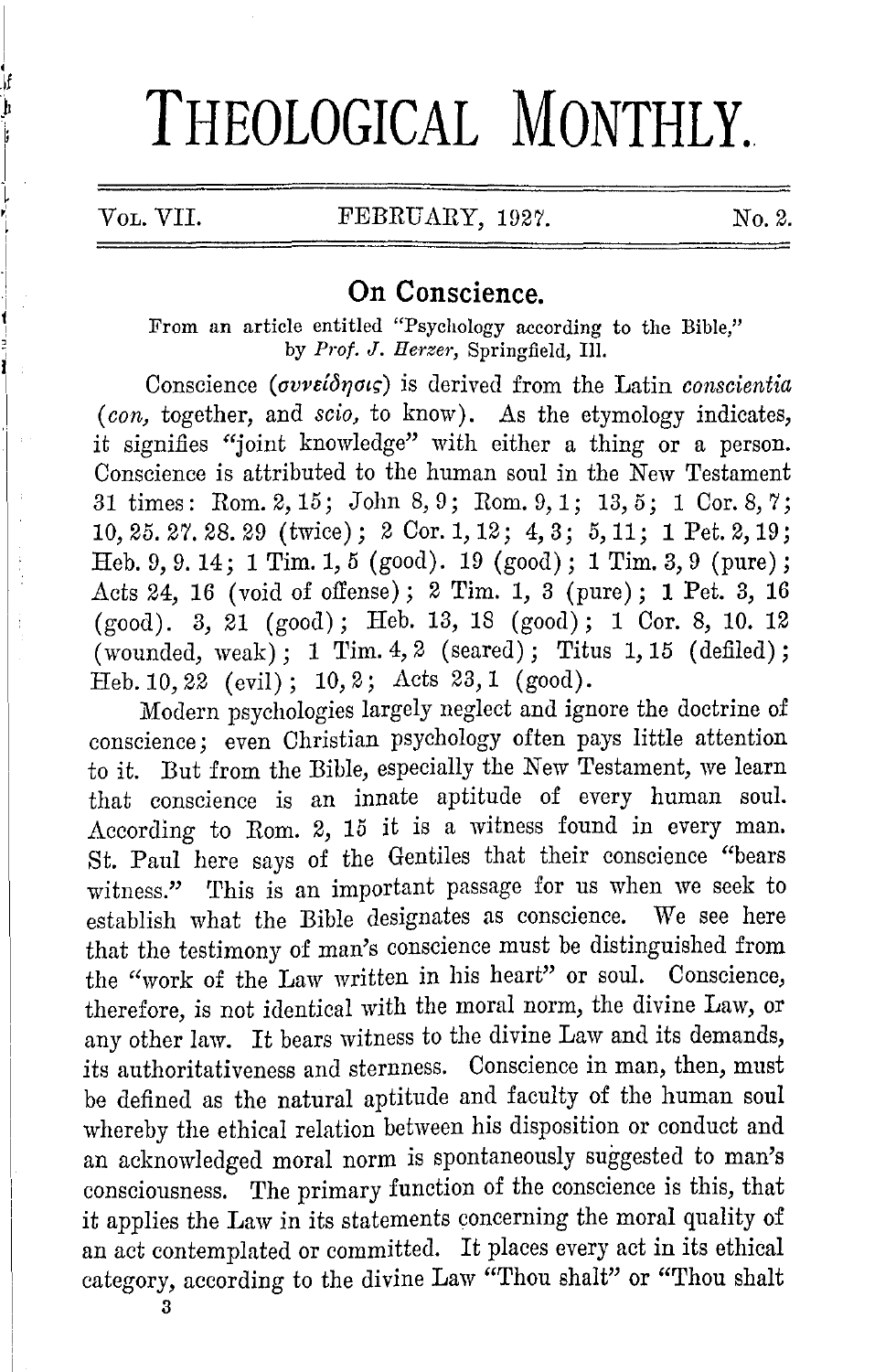# THEOLOGICAL MONTHLY.

VOL. VII. FEBRUARY, 1927. No. 2.

## On Conscience.

From an article entitled "Psychology according to the Bible," by *Prof. J. Herzer*, Springfield, Ill.

Conscience (συνείδησις) is derived from the Latin *conscientia* (*con*, together, and *scio*, to know). As the etymology indicates, it signifies "joint knowledge" with either a thing or a person. Conscience is attributed to the human soul in the New Testament 31 times: Rom. 2, 15; John 8, 9; Rom. 9, 1; 13, 5; 1 Cor. 8, 7; 10, 25. 27. 28. 29 (twice); 2 Cor. 1, 12; 4, 3; 5, 11; 1 Pet. 2, 19; Heb. 9, 9. 14; 1 Tim. 1, 5 (good). 19 (good); 1 Tim. 3, 9 (pure); Acts 24, 16 (void of offense); 2 Tim. 1, 3 (pure); 1 Pet. 3, 16 (good). 3, 21 (good); Heb. 13, 18 (good); 1 Cor. 8, 10. 12 (wounded, weak); 1 Tim. 4, 2 (seared); Titus 1, 15 (defiled); Heb. 10, 22 (evil); 10, 2; Acts 23, 1 (good).

Modern psychologies largely neglect and ignore the doctrine of conscience; even Christian psychology often pays little attention to it. But from the Bible, especially the New Testament, we learn that conscience is an innate aptitude of every human soul. According to Rom. 2, 15 it is a witness found in every man. St. Paul here says of the Gentiles that their conscience "bears witness." This is an important passage for us when we seek to establish what the Bible designates as conscience. We see here that the testimony of man's conscience must be distinguished from the "work of the Law written in his heart" or soul. Conscience, therefore, is not identical with the moral norm, the divine Law, or any other law. It bears witness to the divine Law and its demands, its authoritativeness and sternness. Conscience in man, then, must be defined as the natural aptitude and faculty of the human soul whereby the ethical relation between his disposition or conduct and an acknowledged moral norm is spontaneously suggested to man's consciousness. The primary function of the conscience is this, that it applies the Law in its statements concerning the moral quality of an act contemplated or committed. It places every act in its ethical category, according to the divine Law "Thou shalt" or "Thou shalt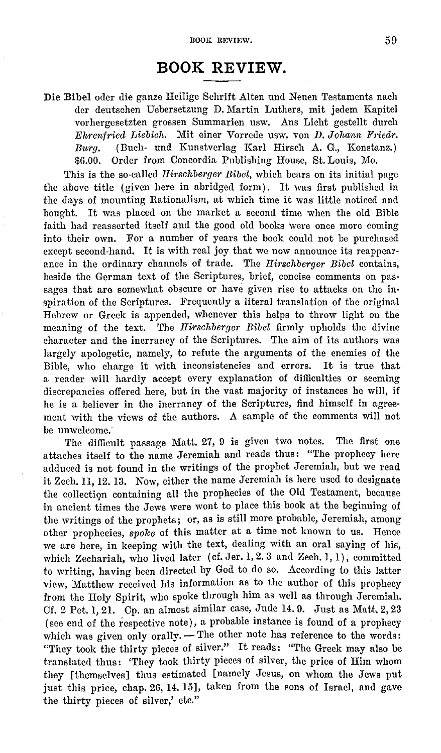# BOOK REVIEW.

Die Bibel oder die ganze Heilige Schrift Alten und Neuen Testaments nach der deutschen Uebersetzung D. Martin Luthers, mit jedem Kapitel vorhergesetzten grossen Summarien usw. Ans Licht gestellt durch *Ehrenfried Liebich.* Mit einer Vorrede usw. von *D. Johann Friedr. Burg.* (Buch- und Kunstverlag Karl Hirsch A. G., Konstanz.) $6.00. Order from Concordia Publishing House, St. Louis, Mo.

This is the so-called *Hirschberger Bibel,* which bears on its initial page the above title (given here in abridged form). It was first published in the days of mounting Rationalism, at which time it was little noticed and bought. It was placed on the market a second time when the old Bible faith had reasserted itself and the good old books were once more coming into their own. For a number of years the book could not be purchased except second-hand. It is with real joy that we now announce its reappearance in the ordinary channels of trade. The *Hirschberger Bibel* contains, beside the German text of the Scriptures, brief, concise comments on passages that are somewhat obscure or have given rise to attacks on the inspiration of the Scriptures. Frequently a literal translation of the original Hebrew or Greek is appended, whenever this helps to throw light on the meaning of the text. The *Hirschberger Bibel* firmly upholds the divine character and the inerrancy of the Scriptures. The aim of its authors was largely apologetic, namely, to refute the arguments of the enemies of the Bible, who charge it with inconsistencies and errors. It is true that a reader will hardly accept every explanation of difficulties or seeming discrepancies offered here, but in the vast majority of instances he will, if he is a believer in the inerrancy of the Scriptures, find himself in agreement with the views of the authors. A sample of the comments will not be unwelcome.

The difficult passage Matt. 27, 9 is given two notes. The first one attaches itself to the name Jeremiah and reads thus: "The prophecy here adduced is not found in the writings of the prophet Jeremiah, but we read it Zech. 11, 12. 13. Now, either the name Jeremiah is here used to designate the collection containing all the prophecies of the Old Testament, because in ancient times the Jews were wont to place this book at the beginning of the writings of the prophets; or, as is still more probable, Jeremiah, among other prophecies, *spoke* of this matter at a time not known to us. Hence we are here, in keeping with the text, dealing with an oral saying of his, which Zechariah, who lived later (cf. Jer. 1, 2. 3 and Zech. 1, 1), committed to writing, having been directed by God to do so. According to this latter view, Matthew received his information as to the author of this prophecy from the Holy Spirit, who spoke through him as well as through Jeremiah. Cf. 2 Pet. 1, 21. Cp. an almost similar case, Jude 14. 9. Just as Matt. 2, 23 (see end of the respective note), a probable instance is found of a prophecy which was given only orally. — The other note has reference to the words: "They took the thirty pieces of silver." It reads: "The Greek may also be translated thus: 'They took thirty pieces of silver, the price of Him whom they [themselves] thus estimated [namely Jesus, on whom the Jews put just this price, chap. 26, 14. 15], taken from the sons of Israel, and gave the thirty pieces of silver,' etc."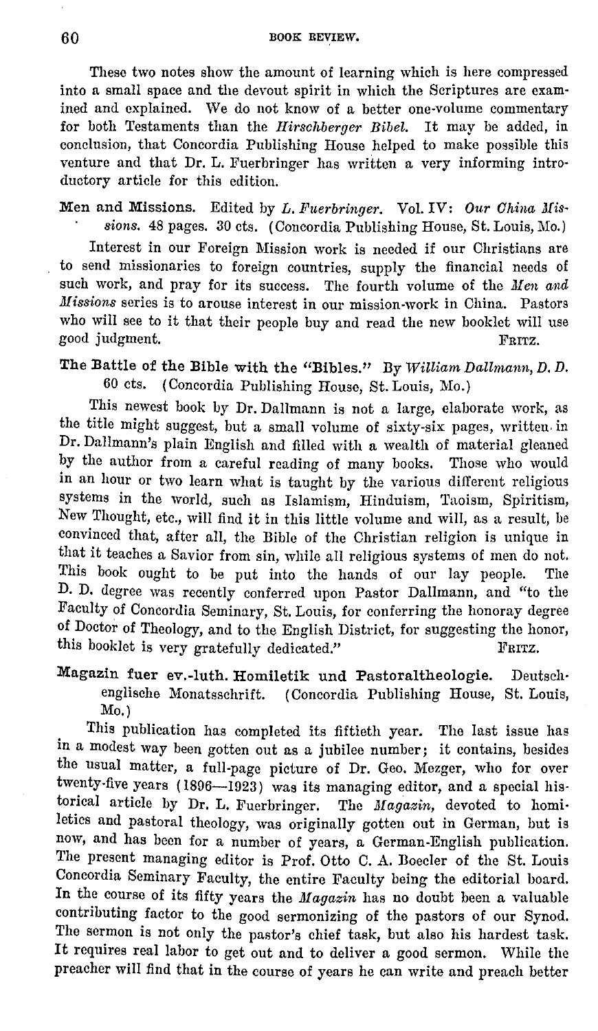These two notes show the amount of learning which is here compressed into a small space and the devout spirit in which the Scriptures are examined and explained. We do not know of a better one-volume commentary for both Testaments than the *Hirschberger Bibel*. It may be added, in conclusion, that Concordia Publishing House helped to make possible this venture and that Dr. L. Fuerbringer has written a very informing introductory article for this edition.

**Men and Missions.** Edited by *L. Fuerbringer*. Vol. IV: *Our China Missions.* 48 pages. 30 cts. (Concordia Publishing House, St. Louis, Mo.)

Interest in our Foreign Mission work is needed if our Christians are to send missionaries to foreign countries, supply the financial needs of such work, and pray for its success. The fourth volume of the *Men and Missions* series is to arouse interest in our mission-work in China. Pastors who will see to it that their people buy and read the new booklet will use good judgment.  FRITZ.

**The Battle of the Bible with the "Bibles."** By *William Dallmann, D. D.* 60 cts. (Concordia Publishing House, St. Louis, Mo.)

This newest book by Dr. Dallmann is not a large, elaborate work, as the title might suggest, but a small volume of sixty-six pages, written in Dr. Dallmann's plain English and filled with a wealth of material gleaned by the author from a careful reading of many books. Those who would in an hour or two learn what is taught by the various different religious systems in the world, such as Islamism, Hinduism, Taoism, Spiritism, New Thought, etc., will find it in this little volume and will, as a result, be convinced that, after all, the Bible of the Christian religion is unique in that it teaches a Savior from sin, while all religious systems of men do not. This book ought to be put into the hands of our lay people. The D. D. degree was recently conferred upon Pastor Dallmann, and "to the Faculty of Concordia Seminary, St. Louis, for conferring the honoray degree of Doctor of Theology, and to the English District, for suggesting the honor, this booklet is very gratefully dedicated."  FRITZ.

**Magazin fuer ev.-luth. Homiletik und Pastoraltheologie.** Deutsch-englische Monatsschrift. (Concordia Publishing House, St. Louis, Mo.)

This publication has completed its fiftieth year. The last issue has in a modest way been gotten out as a jubilee number; it contains, besides the usual matter, a full-page picture of Dr. Geo. Mezger, who for over twenty-five years (1896—1923) was its managing editor, and a special historical article by Dr. L. Fuerbringer. The *Magazin*, devoted to homiletics and pastoral theology, was originally gotten out in German, but is now, and has been for a number of years, a German-English publication. The present managing editor is Prof. Otto C. A. Boecler of the St. Louis Concordia Seminary Faculty, the entire Faculty being the editorial board. In the course of its fifty years the *Magazin* has no doubt been a valuable contributing factor to the good sermonizing of the pastors of our Synod. The sermon is not only the pastor's chief task, but also his hardest task. It requires real labor to get out and to deliver a good sermon. While the preacher will find that in the course of years he can write and preach better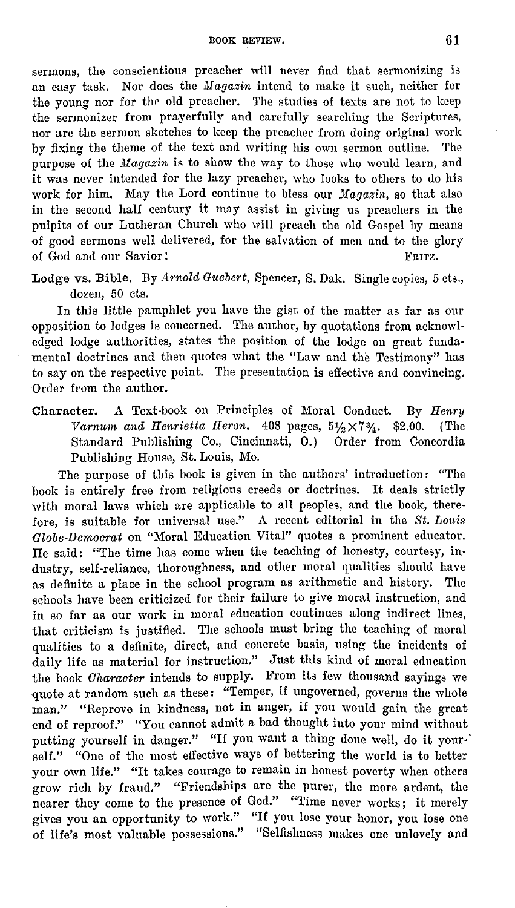sermons, the conscientious preacher will never find that sermonizing is an easy task. Nor does the *Magazin* intend to make it such, neither for the young nor for the old preacher. The studies of texts are not to keep the sermonizer from prayerfully and carefully searching the Scriptures, nor are the sermon sketches to keep the preacher from doing original work by fixing the theme of the text and writing his own sermon outline. The purpose of the *Magazin* is to show the way to those who would learn, and it was never intended for the lazy preacher, who looks to others to do his work for him. May the Lord continue to bless our *Magazin*, so that also in the second half century it may assist in giving us preachers in the pulpits of our Lutheran Church who will preach the old Gospel by means of good sermons well delivered, for the salvation of men and to the glory of God and our Savior! FRITZ.

**Lodge vs. Bible.** By *Arnold Guebert*, Spencer, S. Dak. Single copies, 5 cts., dozen, 50 cts.

In this little pamphlet you have the gist of the matter as far as our opposition to lodges is concerned. The author, by quotations from acknowledged lodge authorities, states the position of the lodge on great fundamental doctrines and then quotes what the "Law and the Testimony" has to say on the respective point. The presentation is effective and convincing. Order from the author.

**Character.** A Text-book on Principles of Moral Conduct. By *Henry Varnum and Henrietta Heron.* 408 pages, $5\frac{1}{2} \times 7\frac{3}{4}$. \$2.00. (The Standard Publishing Co., Cincinnati, O.) Order from Concordia Publishing House, St. Louis, Mo.

The purpose of this book is given in the authors' introduction: "The book is entirely free from religious creeds or doctrines. It deals strictly with moral laws which are applicable to all peoples, and the book, therefore, is suitable for universal use." A recent editorial in the *St. Louis Globe-Democrat* on "Moral Education Vital" quotes a prominent educator. He said: "The time has come when the teaching of honesty, courtesy, industry, self-reliance, thoroughness, and other moral qualities should have as definite a place in the school program as arithmetic and history. The schools have been criticized for their failure to give moral instruction, and in so far as our work in moral education continues along indirect lines, that criticism is justified. The schools must bring the teaching of moral qualities to a definite, direct, and concrete basis, using the incidents of daily life as material for instruction." Just this kind of moral education the book *Character* intends to supply. From its few thousand sayings we quote at random such as these: "Temper, if ungoverned, governs the whole man." "Reprove in kindness, not in anger, if you would gain the great end of reproof." "You cannot admit a bad thought into your mind without putting yourself in danger." "If you want a thing done well, do it yourself." "One of the most effective ways of bettering the world is to better your own life." "It takes courage to remain in honest poverty when others grow rich by fraud." "Friendships are the purer, the more ardent, the nearer they come to the presence of God." "Time never works; it merely gives you an opportunity to work." "If you lose your honor, you lose one of life's most valuable possessions." "Selfishness makes one unlovely and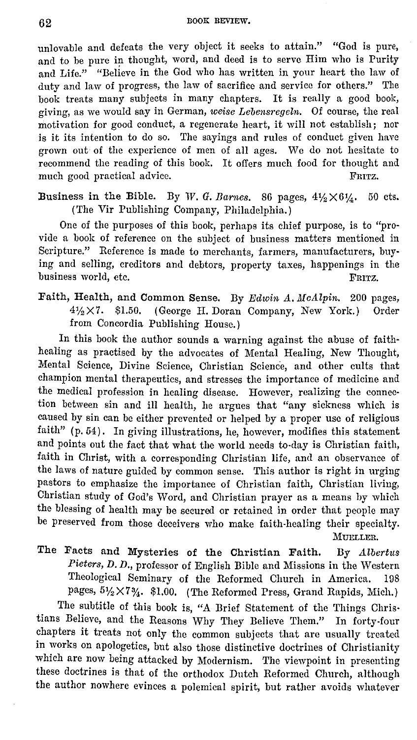unlovable and defeats the very object it seeks to attain." "God is pure, and to be pure in thought, word, and deed is to serve Him who is Purity and Life." "Believe in the God who has written in your heart the law of duty and law of progress, the law of sacrifice and service for others." The book treats many subjects in many chapters. It is really a good book, giving, as we would say in German, *weise Lebensregeln*. Of course, the real motivation for good conduct, a regenerate heart, it will not establish; nor is it its intention to do so. The sayings and rules of conduct given have grown out of the experience of men of all ages. We do not hesitate to recommend the reading of this book. It offers much food for thought and much good practical advice. FRITZ.

**Business in the Bible.** By *W. G. Barnes*. 86 pages, $4\frac{1}{2} \times 6\frac{1}{4}$. 50 cts. (The Vir Publishing Company, Philadelphia.)

One of the purposes of this book, perhaps its chief purpose, is to "provide a book of reference on the subject of business matters mentioned in Scripture." Reference is made to merchants, farmers, manufacturers, buying and selling, creditors and debtors, property taxes, happenings in the business world, etc. FRITZ.

**Faith, Health, and Common Sense.** By *Edwin A. McAlpin*. 200 pages, $4\frac{1}{2} \times 7$. \$1.50. (George H. Doran Company, New York.) Order from Concordia Publishing House.)

In this book the author sounds a warning against the abuse of faith-healing as practised by the advocates of Mental Healing, New Thought, Mental Science, Divine Science, Christian Science, and other cults that champion mental therapeutics, and stresses the importance of medicine and the medical profession in healing disease. However, realizing the connection between sin and ill health, he argues that "any sickness which is caused by sin can be either prevented or helped by a proper use of religious faith" (p. 54). In giving illustrations, he, however, modifies this statement and points out the fact that what the world needs to-day is Christian faith, faith in Christ, with a corresponding Christian life, and an observance of the laws of nature guided by common sense. This author is right in urging pastors to emphasize the importance of Christian faith, Christian living, Christian study of God's Word, and Christian prayer as a means by which the blessing of health may be secured or retained in order that people may be preserved from those deceivers who make faith-healing their specialty. MUELLER.

**The Facts and Mysteries of the Christian Faith.** By *Albertus Pieters, D. D.*, professor of English Bible and Missions in the Western Theological Seminary of the Reformed Church in America. 198 pages, $5\frac{1}{2} \times 7\frac{3}{4}$. \$1.00. (The Reformed Press, Grand Rapids, Mich.)

The subtitle of this book is, "A Brief Statement of the Things Christians Believe, and the Reasons Why They Believe Them." In forty-four chapters it treats not only the common subjects that are usually treated in works on apologetics, but also those distinctive doctrines of Christianity which are now being attacked by Modernism. The viewpoint in presenting these doctrines is that of the orthodox Dutch Reformed Church, although the author nowhere evinces a polemical spirit, but rather avoids whatever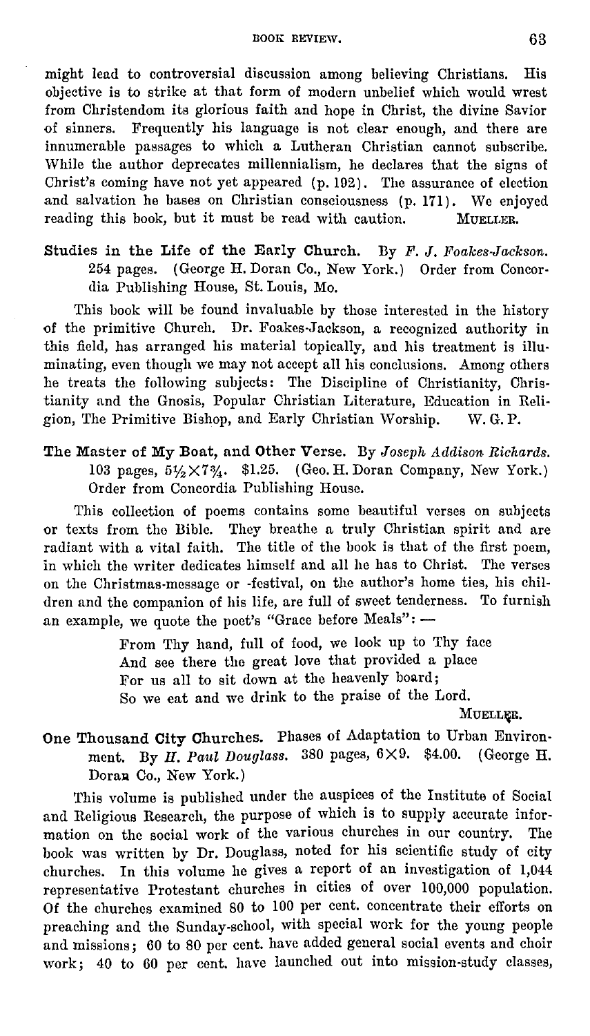might lead to controversial discussion among believing Christians. His objective is to strike at that form of modern unbelief which would wrest from Christendom its glorious faith and hope in Christ, the divine Savior of sinners. Frequently his language is not clear enough, and there are innumerable passages to which a Lutheran Christian cannot subscribe. While the author deprecates millennialism, he declares that the signs of Christ's coming have not yet appeared (p. 192). The assurance of election and salvation he bases on Christian consciousness (p. 171). We enjoyed reading this book, but it must be read with caution. MUELLER.

**Studies in the Life of the Early Church.** By *F. J. Foakes-Jackson.* 254 pages. (George H. Doran Co., New York.) Order from Concordia Publishing House, St. Louis, Mo.

This book will be found invaluable by those interested in the history of the primitive Church. Dr. Foakes-Jackson, a recognized authority in this field, has arranged his material topically, and his treatment is illuminating, even though we may not accept all his conclusions. Among others he treats the following subjects: The Discipline of Christianity, Christianity and the Gnosis, Popular Christian Literature, Education in Religion, The Primitive Bishop, and Early Christian Worship. W. G. P.

**The Master of My Boat, and Other Verse.** By *Joseph Addison Richards.* 103 pages, 5½×7¾. $1.25. (Geo. H. Doran Company, New York.) Order from Concordia Publishing House.

This collection of poems contains some beautiful verses on subjects or texts from the Bible. They breathe a truly Christian spirit and are radiant with a vital faith. The title of the book is that of the first poem, in which the writer dedicates himself and all he has to Christ. The verses on the Christmas-message or -festival, on the author's home ties, his children and the companion of his life, are full of sweet tenderness. To furnish an example, we quote the poet's "Grace before Meals": —

> From Thy hand, full of food, we look up to Thy face
> And see there the great love that provided a place
> For us all to sit down at the heavenly board;
> So we eat and we drink to the praise of the Lord.

MUELLER.

**One Thousand City Churches.** Phases of Adaptation to Urban Environment. By *H. Paul Douglass.* 380 pages, 6×9. $4.00. (George H. Doran Co., New York.)

This volume is published under the auspices of the Institute of Social and Religious Research, the purpose of which is to supply accurate information on the social work of the various churches in our country. The book was written by Dr. Douglass, noted for his scientific study of city churches. In this volume he gives a report of an investigation of 1,044 representative Protestant churches in cities of over 100,000 population. Of the churches examined 80 to 100 per cent. concentrate their efforts on preaching and the Sunday-school, with special work for the young people and missions; 60 to 80 per cent. have added general social events and choir work; 40 to 60 per cent. have launched out into mission-study classes,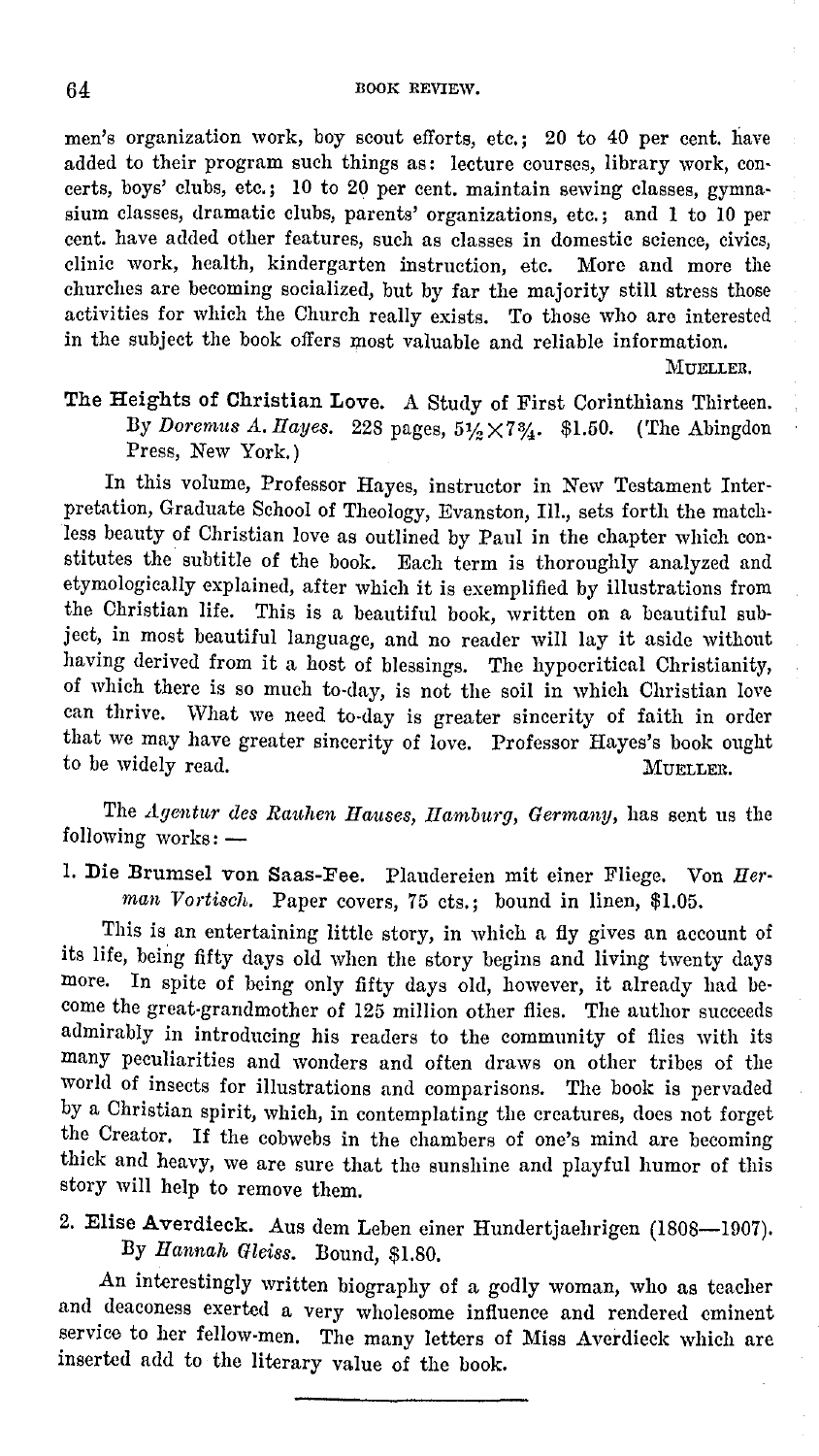men's organization work, boy scout efforts, etc.; 20 to 40 per cent. have added to their program such things as: lecture courses, library work, concerts, boys' clubs, etc.; 10 to 20 per cent. maintain sewing classes, gymnasium classes, dramatic clubs, parents' organizations, etc.; and 1 to 10 per cent. have added other features, such as classes in domestic science, civics, clinic work, health, kindergarten instruction, etc. More and more the churches are becoming socialized, but by far the majority still stress those activities for which the Church really exists. To those who are interested in the subject the book offers most valuable and reliable information.

MUELLER.

**The Heights of Christian Love.** A Study of First Corinthians Thirteen. By *Doremus A. Hayes.* 228 pages, $5\frac{1}{2} \times 7\frac{3}{4}$. \$1.50. (The Abingdon Press, New York.)

In this volume, Professor Hayes, instructor in New Testament Interpretation, Graduate School of Theology, Evanston, Ill., sets forth the matchless beauty of Christian love as outlined by Paul in the chapter which constitutes the subtitle of the book. Each term is thoroughly analyzed and etymologically explained, after which it is exemplified by illustrations from the Christian life. This is a beautiful book, written on a beautiful subject, in most beautiful language, and no reader will lay it aside without having derived from it a host of blessings. The hypocritical Christianity, of which there is so much to-day, is not the soil in which Christian love can thrive. What we need to-day is greater sincerity of faith in order that we may have greater sincerity of love. Professor Hayes's book ought to be widely read.

MUELLER.

The *Agentur des Rauhen Hauses, Hamburg, Germany,* has sent us the following works: —

1. **Die Brumsel von Saas-Fee.** Plaudereien mit einer Fliege. Von *Herman Vortisch.* Paper covers, 75 cts.; bound in linen, \$1.05.

This is an entertaining little story, in which a fly gives an account of its life, being fifty days old when the story begins and living twenty days more. In spite of being only fifty days old, however, it already had become the great-grandmother of 125 million other flies. The author succeeds admirably in introducing his readers to the community of flies with its many peculiarities and wonders and often draws on other tribes of the world of insects for illustrations and comparisons. The book is pervaded by a Christian spirit, which, in contemplating the creatures, does not forget the Creator. If the cobwebs in the chambers of one's mind are becoming thick and heavy, we are sure that the sunshine and playful humor of this story will help to remove them.

2. **Elise Averdieck.** Aus dem Leben einer Hundertjaehrigen (1808—1907). By *Hannah Gleiss.* Bound, \$1.80.

An interestingly written biography of a godly woman, who as teacher and deaconess exerted a very wholesome influence and rendered eminent service to her fellow-men. The many letters of Miss Averdieck which are inserted add to the literary value of the book.